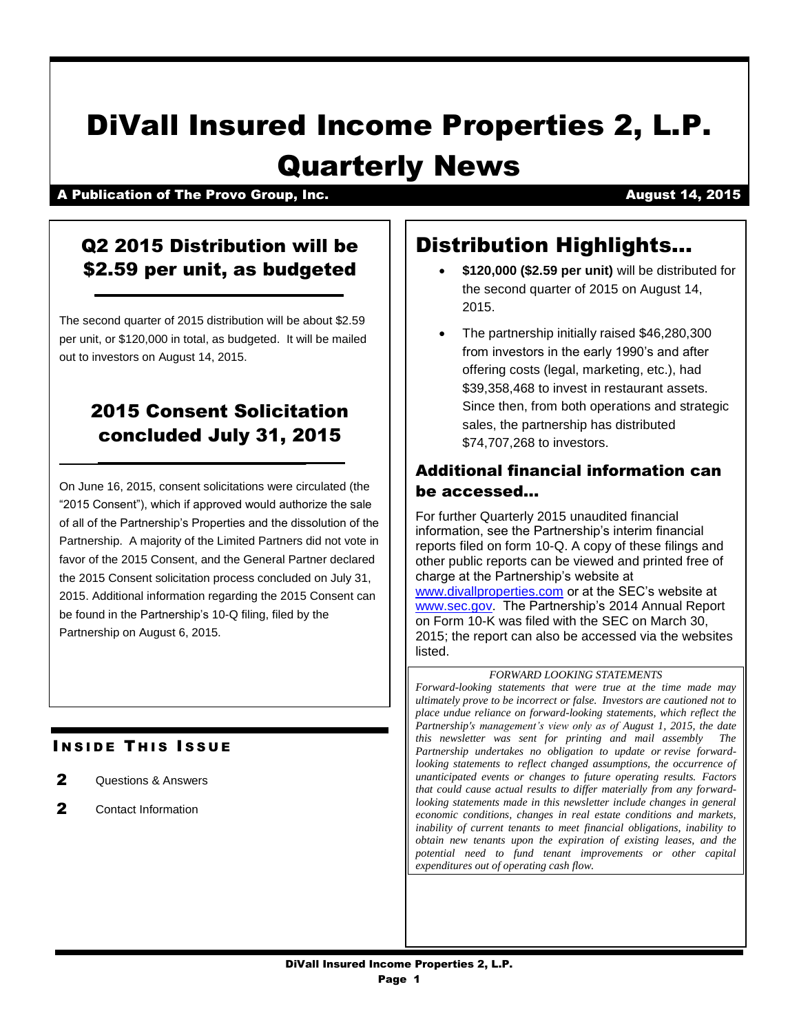# DiVall Insured Income Properties 2, L.P. Quarterly News

**A Publication of The Provo Group, Inc.** **August 14, 2015**

## Q2 2015 Distribution will be $2.59 per unit, as budgeted

The second quarter of 2015 distribution will be about $2.59 per unit, or $120,000 in total, as budgeted. It will be mailed out to investors on August 14, 2015.

## 2015 Consent Solicitation concluded July 31, 2015

On June 16, 2015, consent solicitations were circulated (the "2015 Consent"), which if approved would authorize the sale of all of the Partnership's Properties and the dissolution of the Partnership. A majority of the Limited Partners did not vote in favor of the 2015 Consent, and the General Partner declared the 2015 Consent solicitation process concluded on July 31, 2015. Additional information regarding the 2015 Consent can be found in the Partnership's 10-Q filing, filed by the Partnership on August 6, 2015.

### INSIDE THIS ISSUE

- 2 Questions & Answers
- 2 Contact Information

## Distribution Highlights…

- **$120,000 ($2.59 per unit)** will be distributed for the second quarter of 2015 on August 14, 2015.
- The partnership initially raised $46,280,300 from investors in the early 1990's and after offering costs (legal, marketing, etc.), had $39,358,468 to invest in restaurant assets. Since then, from both operations and strategic sales, the partnership has distributed $74,707,268 to investors.

### Additional financial information can be accessed…

For further Quarterly 2015 unaudited financial information, see the Partnership's interim financial reports filed on form 10-Q. A copy of these filings and other public reports can be viewed and printed free of charge at the Partnership's website at www.divallproperties.com or at the SEC's website at www.sec.gov. The Partnership's 2014 Annual Report on Form 10-K was filed with the SEC on March 30, 2015; the report can also be accessed via the websites listed.

*FORWARD LOOKING STATEMENTS*

*Forward-looking statements that were true at the time made may ultimately prove to be incorrect or false. Investors are cautioned not to place undue reliance on forward-looking statements, which reflect the Partnership's management's view only as of August 1, 2015, the date this newsletter was sent for printing and mail assembly The Partnership undertakes no obligation to update or revise forward-looking statements to reflect changed assumptions, the occurrence of unanticipated events or changes to future operating results. Factors that could cause actual results to differ materially from any forward-looking statements made in this newsletter include changes in general economic conditions, changes in real estate conditions and markets, inability of current tenants to meet financial obligations, inability to obtain new tenants upon the expiration of existing leases, and the potential need to fund tenant improvements or other capital expenditures out of operating cash flow.*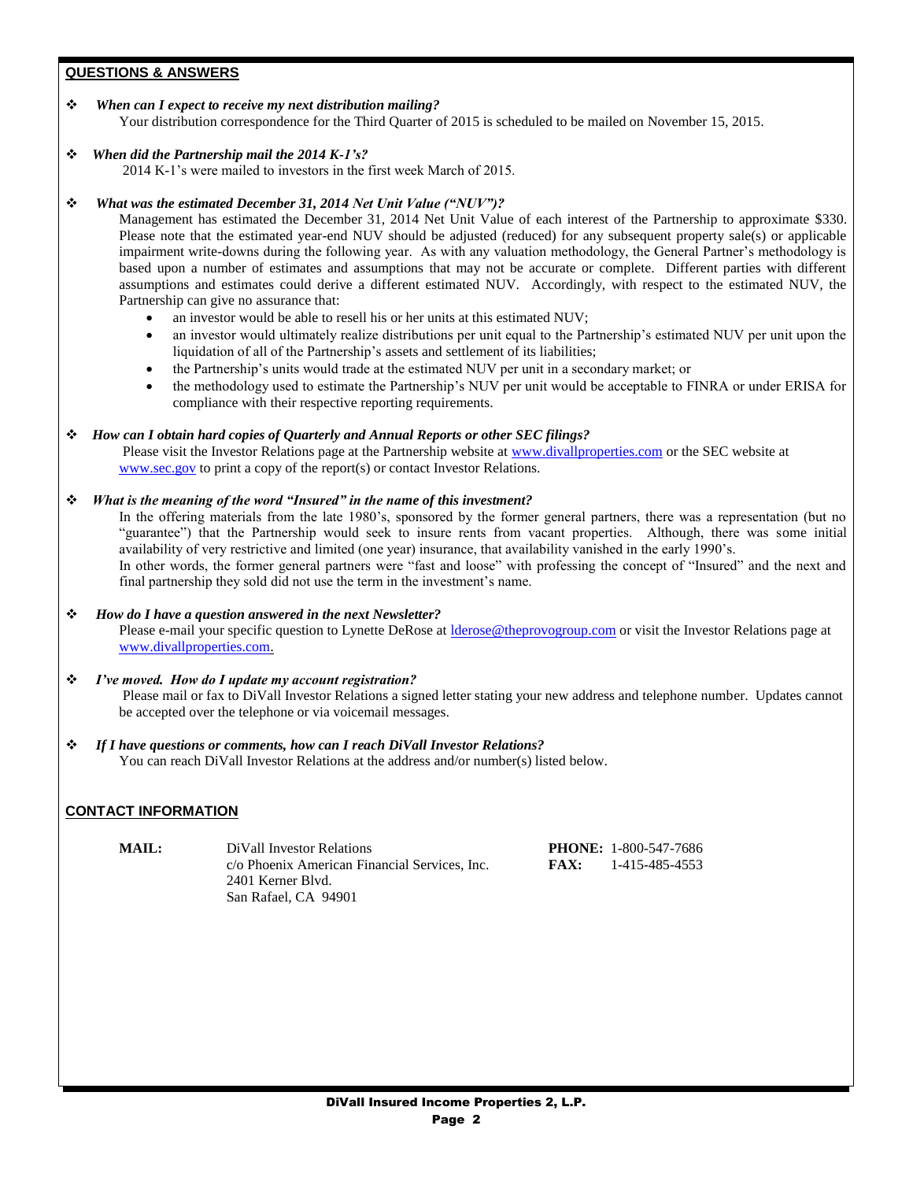## QUESTIONS & ANSWERS

- ***When can I expect to receive my next distribution mailing?***
  Your distribution correspondence for the Third Quarter of 2015 is scheduled to be mailed on November 15, 2015.

- ***When did the Partnership mail the 2014 K-1's?***
  2014 K-1's were mailed to investors in the first week March of 2015.

- ***What was the estimated December 31, 2014 Net Unit Value ("NUV")?***
  Management has estimated the December 31, 2014 Net Unit Value of each interest of the Partnership to approximate $330. Please note that the estimated year-end NUV should be adjusted (reduced) for any subsequent property sale(s) or applicable impairment write-downs during the following year. As with any valuation methodology, the General Partner's methodology is based upon a number of estimates and assumptions that may not be accurate or complete. Different parties with different assumptions and estimates could derive a different estimated NUV. Accordingly, with respect to the estimated NUV, the Partnership can give no assurance that:
  - an investor would be able to resell his or her units at this estimated NUV;
  - an investor would ultimately realize distributions per unit equal to the Partnership's estimated NUV per unit upon the liquidation of all of the Partnership's assets and settlement of its liabilities;
  - the Partnership's units would trade at the estimated NUV per unit in a secondary market; or
  - the methodology used to estimate the Partnership's NUV per unit would be acceptable to FINRA or under ERISA for compliance with their respective reporting requirements.

- ***How can I obtain hard copies of Quarterly and Annual Reports or other SEC filings?***
  Please visit the Investor Relations page at the Partnership website at www.divallproperties.com or the SEC website at www.sec.gov to print a copy of the report(s) or contact Investor Relations.

- ***What is the meaning of the word "Insured" in the name of this investment?***
  In the offering materials from the late 1980's, sponsored by the former general partners, there was a representation (but no "guarantee") that the Partnership would seek to insure rents from vacant properties. Although, there was some initial availability of very restrictive and limited (one year) insurance, that availability vanished in the early 1990's.
  In other words, the former general partners were "fast and loose" with professing the concept of "Insured" and the next and final partnership they sold did not use the term in the investment's name.

- ***How do I have a question answered in the next Newsletter?***
  Please e-mail your specific question to Lynette DeRose at lderose@theprovogroup.com or visit the Investor Relations page at www.divallproperties.com.

- ***I've moved. How do I update my account registration?***
  Please mail or fax to DiVall Investor Relations a signed letter stating your new address and telephone number. Updates cannot be accepted over the telephone or via voicemail messages.

- ***If I have questions or comments, how can I reach DiVall Investor Relations?***
  You can reach DiVall Investor Relations at the address and/or number(s) listed below.

## CONTACT INFORMATION

**MAIL:**
DiVall Investor Relations
c/o Phoenix American Financial Services, Inc.
2401 Kerner Blvd.
San Rafael, CA 94901

**PHONE:** 1-800-547-7686
**FAX:** 1-415-485-4553